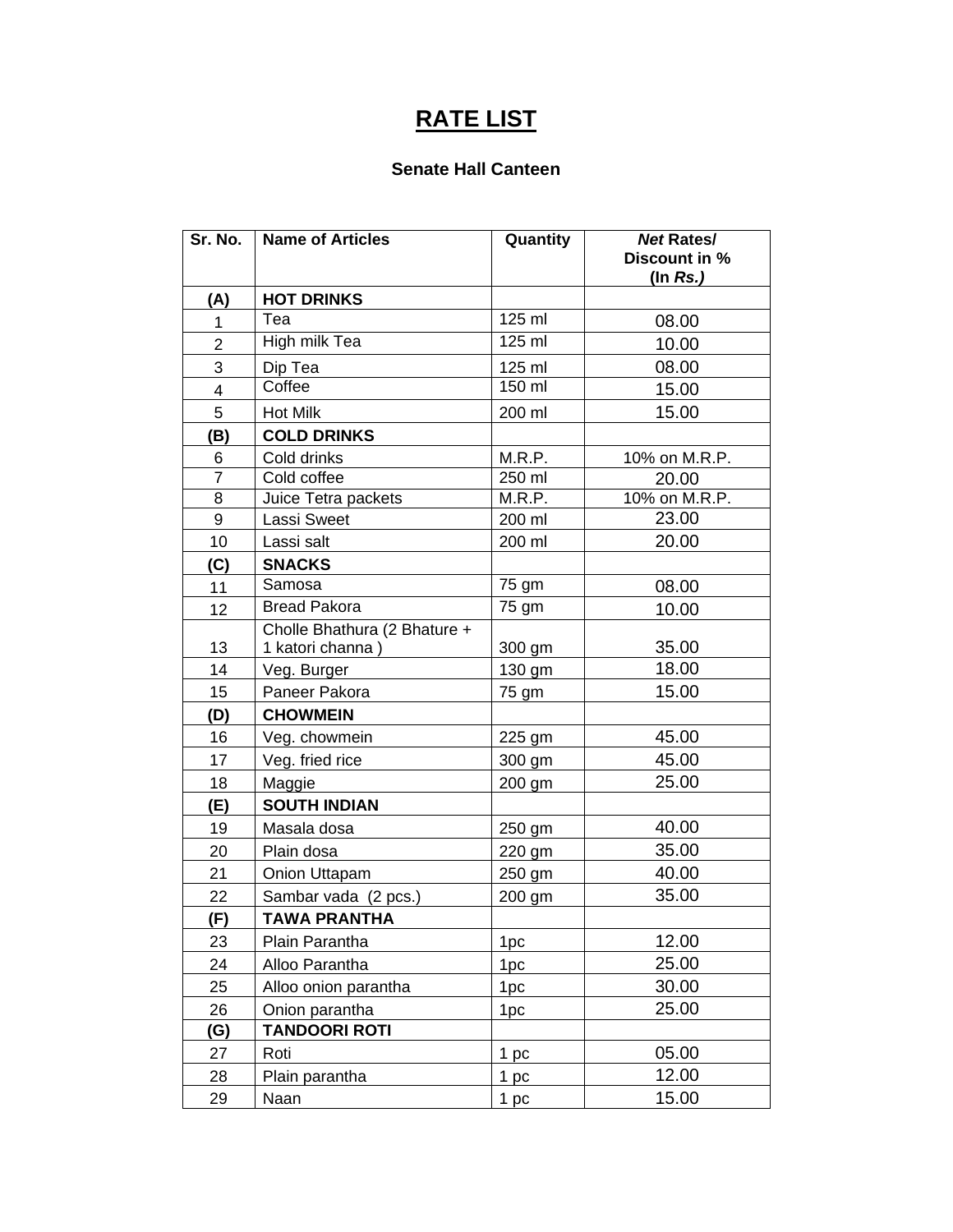# RATE LIST

### Senate Hall Canteen

| Sr. No. | Name of Articles | Quantity | *Net* Rates/ Discount in % (In *Rs.)* |
|---|---|---|---|
| **(A)** | **HOT DRINKS** | | |
| 1 | Tea | 125 ml | 08.00 |
| 2 | High milk Tea | 125 ml | 10.00 |
| 3 | Dip Tea | 125 ml | 08.00 |
| 4 | Coffee | 150 ml | 15.00 |
| 5 | Hot Milk | 200 ml | 15.00 |
| **(B)** | **COLD DRINKS** | | |
| 6 | Cold drinks | M.R.P. | 10% on M.R.P. |
| 7 | Cold coffee | 250 ml | 20.00 |
| 8 | Juice Tetra packets | M.R.P. | 10% on M.R.P. |
| 9 | Lassi Sweet | 200 ml | 23.00 |
| 10 | Lassi salt | 200 ml | 20.00 |
| **(C)** | **SNACKS** | | |
| 11 | Samosa | 75 gm | 08.00 |
| 12 | Bread Pakora | 75 gm | 10.00 |
| 13 | Cholle Bhathura (2 Bhature + 1 katori channa ) | 300 gm | 35.00 |
| 14 | Veg. Burger | 130 gm | 18.00 |
| 15 | Paneer Pakora | 75 gm | 15.00 |
| **(D)** | **CHOWMEIN** | | |
| 16 | Veg. chowmein | 225 gm | 45.00 |
| 17 | Veg. fried rice | 300 gm | 45.00 |
| 18 | Maggie | 200 gm | 25.00 |
| **(E)** | **SOUTH INDIAN** | | |
| 19 | Masala dosa | 250 gm | 40.00 |
| 20 | Plain dosa | 220 gm | 35.00 |
| 21 | Onion Uttapam | 250 gm | 40.00 |
| 22 | Sambar vada (2 pcs.) | 200 gm | 35.00 |
| **(F)** | **TAWA PRANTHA** | | |
| 23 | Plain Parantha | 1pc | 12.00 |
| 24 | Alloo Parantha | 1pc | 25.00 |
| 25 | Alloo onion parantha | 1pc | 30.00 |
| 26 | Onion parantha | 1pc | 25.00 |
| **(G)** | **TANDOORI ROTI** | | |
| 27 | Roti | 1 pc | 05.00 |
| 28 | Plain parantha | 1 pc | 12.00 |
| 29 | Naan | 1 pc | 15.00 |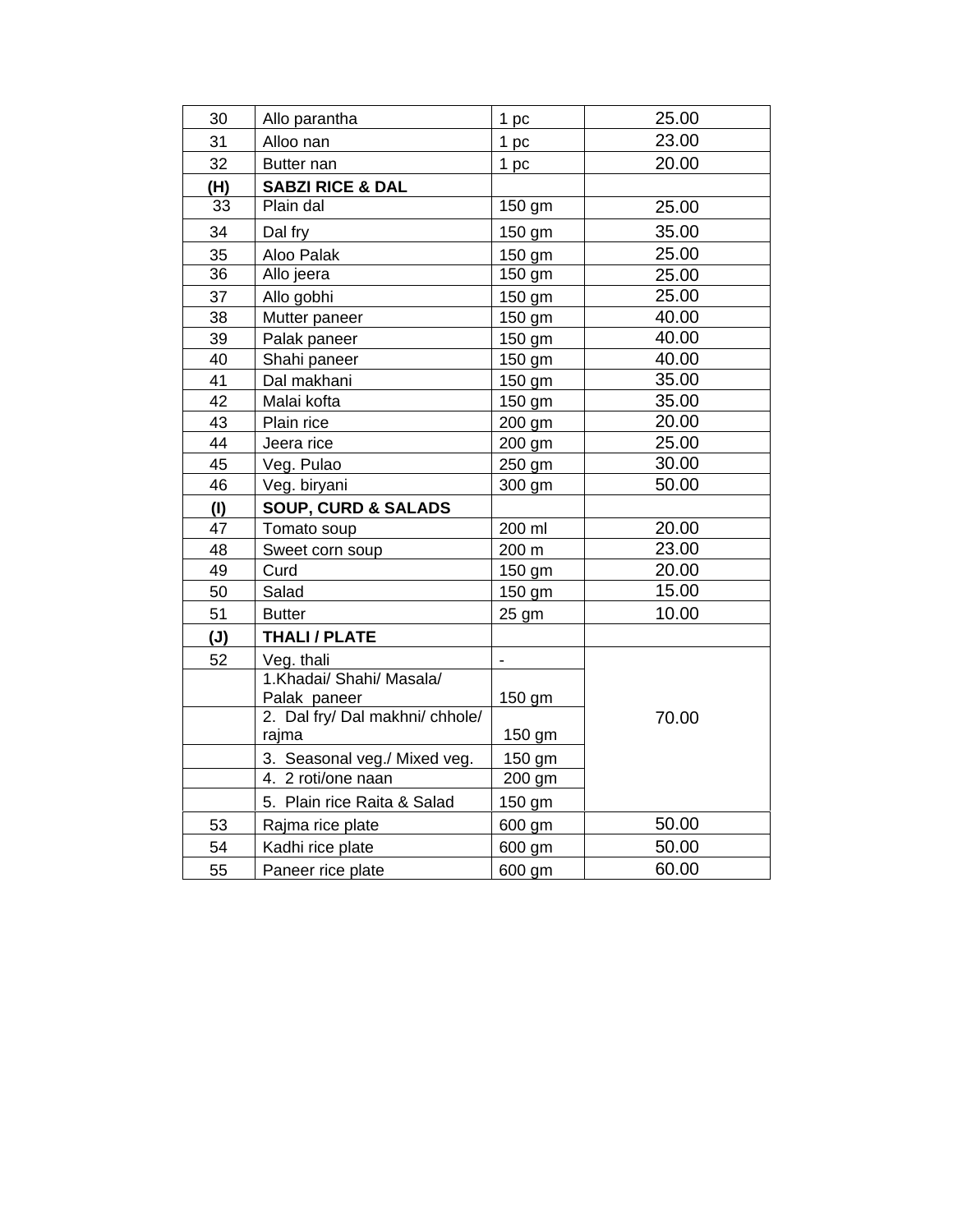| 30 | Allo parantha | 1 pc | 25.00 |
|---|---|---|---|
| 31 | Alloo nan | 1 pc | 23.00 |
| 32 | Butter nan | 1 pc | 20.00 |
| **(H)** | **SABZI RICE & DAL** | | |
| 33 | Plain dal | 150 gm | 25.00 |
| 34 | Dal fry | 150 gm | 35.00 |
| 35 | Aloo Palak | 150 gm | 25.00 |
| 36 | Allo jeera | 150 gm | 25.00 |
| 37 | Allo gobhi | 150 gm | 25.00 |
| 38 | Mutter paneer | 150 gm | 40.00 |
| 39 | Palak paneer | 150 gm | 40.00 |
| 40 | Shahi paneer | 150 gm | 40.00 |
| 41 | Dal makhani | 150 gm | 35.00 |
| 42 | Malai kofta | 150 gm | 35.00 |
| 43 | Plain rice | 200 gm | 20.00 |
| 44 | Jeera rice | 200 gm | 25.00 |
| 45 | Veg. Pulao | 250 gm | 30.00 |
| 46 | Veg. biryani | 300 gm | 50.00 |
| **(I)** | **SOUP, CURD & SALADS** | | |
| 47 | Tomato soup | 200 ml | 20.00 |
| 48 | Sweet corn soup | 200 m | 23.00 |
| 49 | Curd | 150 gm | 20.00 |
| 50 | Salad | 150 gm | 15.00 |
| 51 | Butter | 25 gm | 10.00 |
| **(J)** | **THALI / PLATE** | | |
| 52 | Veg. thali | - | 70.00 |
| | 1.Khadai/ Shahi/ Masala/ Palak paneer | 150 gm | |
| | 2. Dal fry/ Dal makhni/ chhole/ rajma | 150 gm | |
| | 3. Seasonal veg./ Mixed veg. | 150 gm | |
| | 4. 2 roti/one naan | 200 gm | |
| | 5. Plain rice Raita & Salad | 150 gm | |
| 53 | Rajma rice plate | 600 gm | 50.00 |
| 54 | Kadhi rice plate | 600 gm | 50.00 |
| 55 | Paneer rice plate | 600 gm | 60.00 |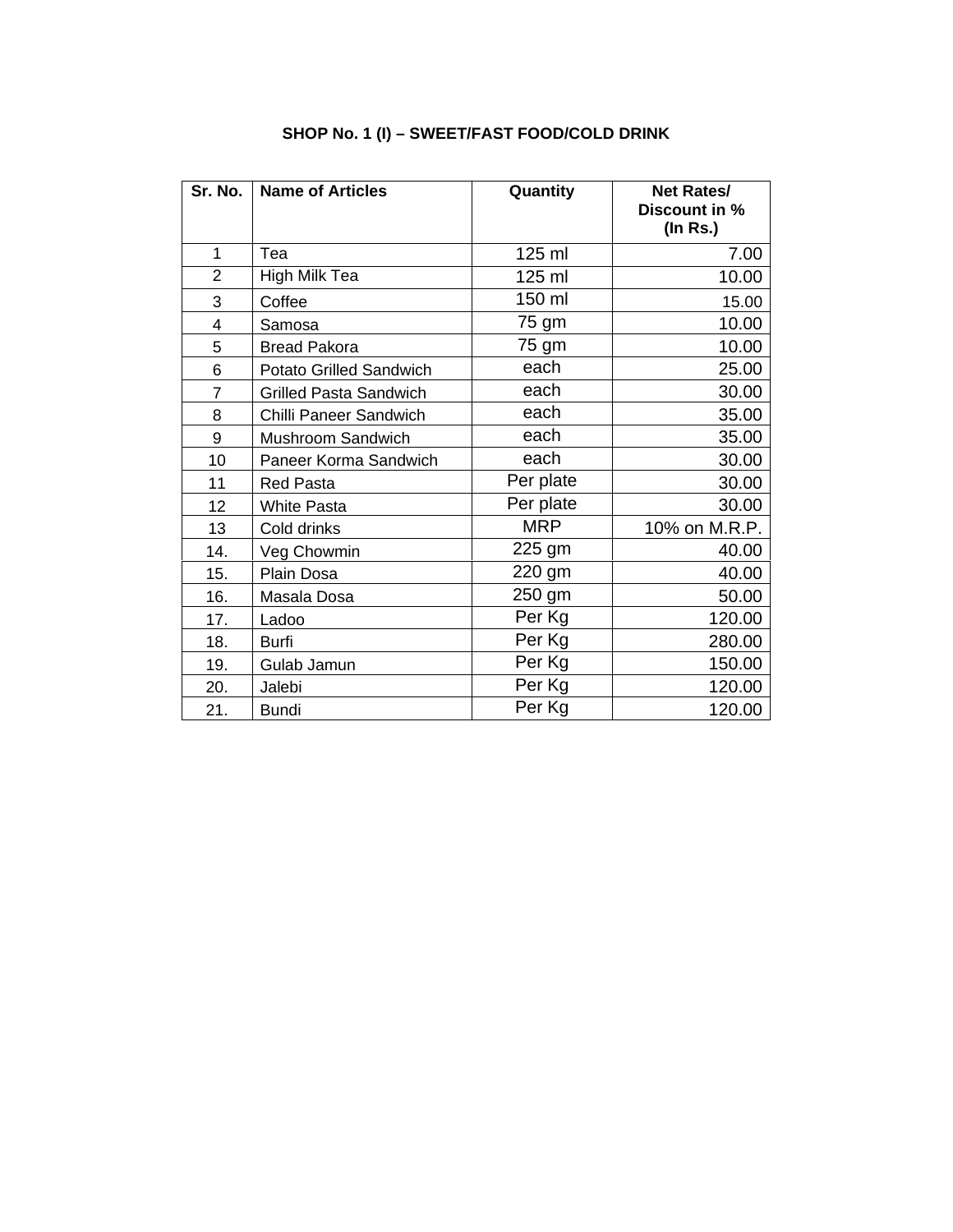**SHOP No. 1 (I) – SWEET/FAST FOOD/COLD DRINK**

| Sr. No. | Name of Articles | Quantity | Net Rates/ Discount in % (In Rs.) |
|---|---|---|---|
| 1 | Tea | 125 ml | 7.00 |
| 2 | High Milk Tea | 125 ml | 10.00 |
| 3 | Coffee | 150 ml | 15.00 |
| 4 | Samosa | 75 gm | 10.00 |
| 5 | Bread Pakora | 75 gm | 10.00 |
| 6 | Potato Grilled Sandwich | each | 25.00 |
| 7 | Grilled Pasta Sandwich | each | 30.00 |
| 8 | Chilli Paneer Sandwich | each | 35.00 |
| 9 | Mushroom Sandwich | each | 35.00 |
| 10 | Paneer Korma Sandwich | each | 30.00 |
| 11 | Red Pasta | Per plate | 30.00 |
| 12 | White Pasta | Per plate | 30.00 |
| 13 | Cold drinks | MRP | 10% on M.R.P. |
| 14. | Veg Chowmin | 225 gm | 40.00 |
| 15. | Plain Dosa | 220 gm | 40.00 |
| 16. | Masala Dosa | 250 gm | 50.00 |
| 17. | Ladoo | Per Kg | 120.00 |
| 18. | Burfi | Per Kg | 280.00 |
| 19. | Gulab Jamun | Per Kg | 150.00 |
| 20. | Jalebi | Per Kg | 120.00 |
| 21. | Bundi | Per Kg | 120.00 |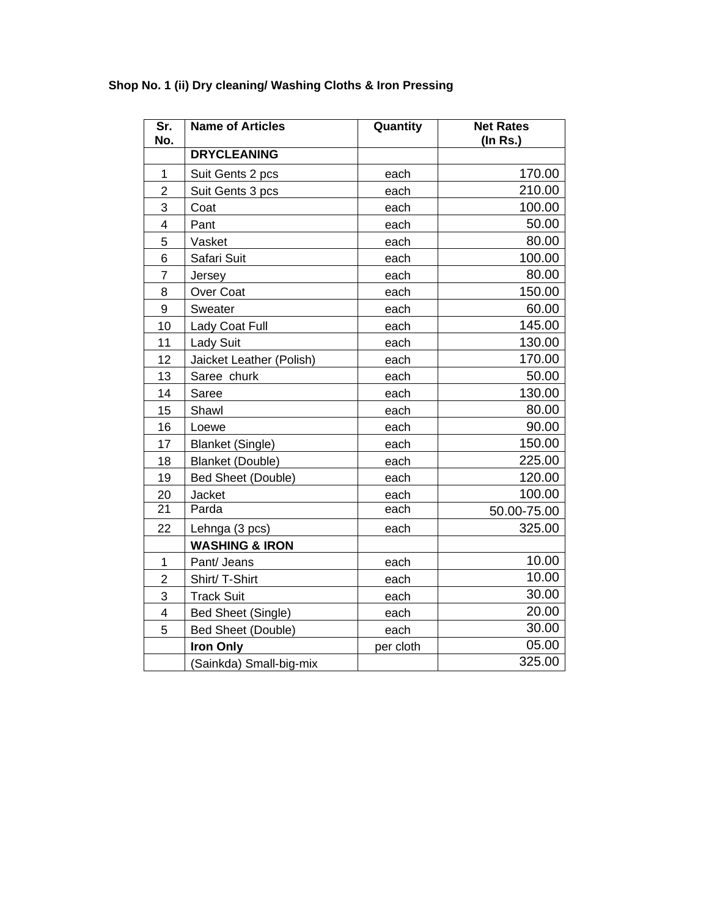**Shop No. 1 (ii) Dry cleaning/ Washing Cloths & Iron Pressing**

| Sr. No. | Name of Articles | Quantity | Net Rates (In Rs.) |
|---|---|---|---|
| | **DRYCLEANING** | | |
| 1 | Suit Gents 2 pcs | each | 170.00 |
| 2 | Suit Gents 3 pcs | each | 210.00 |
| 3 | Coat | each | 100.00 |
| 4 | Pant | each | 50.00 |
| 5 | Vasket | each | 80.00 |
| 6 | Safari Suit | each | 100.00 |
| 7 | Jersey | each | 80.00 |
| 8 | Over Coat | each | 150.00 |
| 9 | Sweater | each | 60.00 |
| 10 | Lady Coat Full | each | 145.00 |
| 11 | Lady Suit | each | 130.00 |
| 12 | Jaicket Leather (Polish) | each | 170.00 |
| 13 | Saree churk | each | 50.00 |
| 14 | Saree | each | 130.00 |
| 15 | Shawl | each | 80.00 |
| 16 | Loewe | each | 90.00 |
| 17 | Blanket (Single) | each | 150.00 |
| 18 | Blanket (Double) | each | 225.00 |
| 19 | Bed Sheet (Double) | each | 120.00 |
| 20 | Jacket | each | 100.00 |
| 21 | Parda | each | 50.00-75.00 |
| 22 | Lehnga (3 pcs) | each | 325.00 |
| | **WASHING & IRON** | | |
| 1 | Pant/ Jeans | each | 10.00 |
| 2 | Shirt/ T-Shirt | each | 10.00 |
| 3 | Track Suit | each | 30.00 |
| 4 | Bed Sheet (Single) | each | 20.00 |
| 5 | Bed Sheet (Double) | each | 30.00 |
| | **Iron Only** | per cloth | 05.00 |
| | (Sainkda) Small-big-mix | | 325.00 |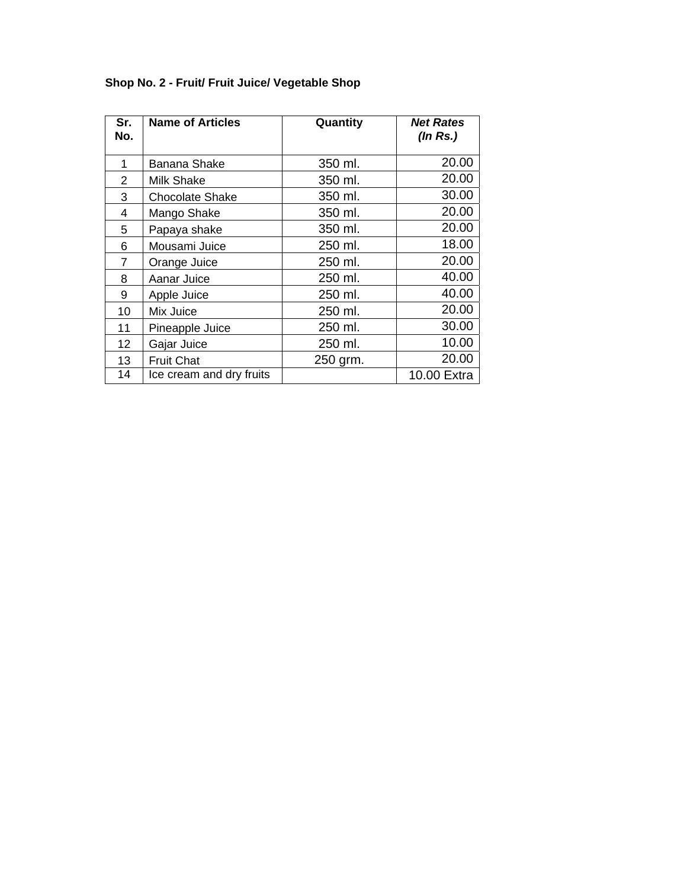**Shop No. 2 - Fruit/ Fruit Juice/ Vegetable Shop**

| Sr. No. | Name of Articles | Quantity | ***Net Rates (In Rs.)*** |
|---|---|---|---|
| 1 | Banana Shake | 350 ml. | 20.00 |
| 2 | Milk Shake | 350 ml. | 20.00 |
| 3 | Chocolate Shake | 350 ml. | 30.00 |
| 4 | Mango Shake | 350 ml. | 20.00 |
| 5 | Papaya shake | 350 ml. | 20.00 |
| 6 | Mousami Juice | 250 ml. | 18.00 |
| 7 | Orange Juice | 250 ml. | 20.00 |
| 8 | Aanar Juice | 250 ml. | 40.00 |
| 9 | Apple Juice | 250 ml. | 40.00 |
| 10 | Mix Juice | 250 ml. | 20.00 |
| 11 | Pineapple Juice | 250 ml. | 30.00 |
| 12 | Gajar Juice | 250 ml. | 10.00 |
| 13 | Fruit Chat | 250 grm. | 20.00 |
| 14 | Ice cream and dry fruits | | 10.00 Extra |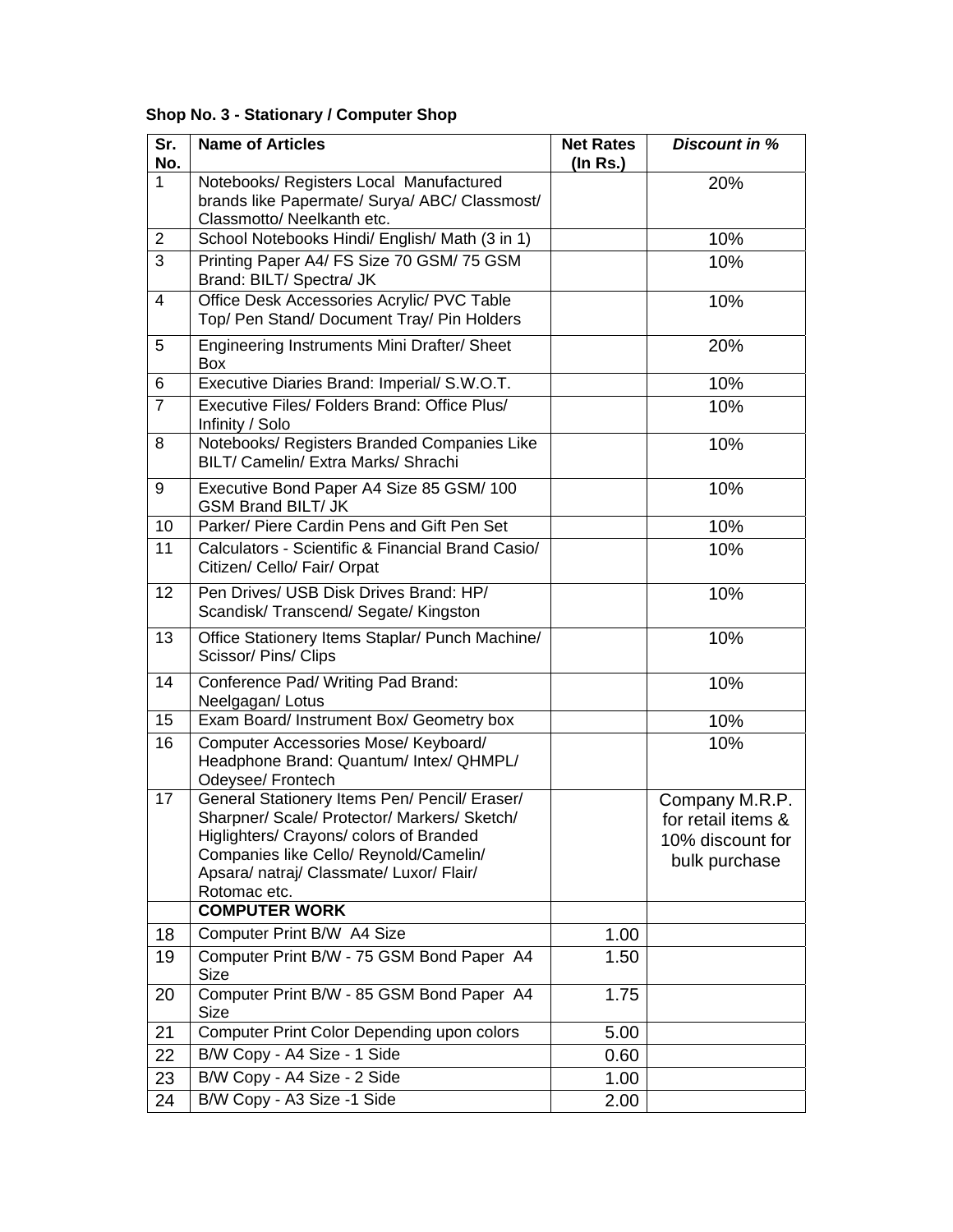**Shop No. 3 - Stationary / Computer Shop**

| Sr. No. | Name of Articles | Net Rates (In Rs.) | *Discount in %* |
|---|---|---|---|
| 1 | Notebooks/ Registers Local Manufactured brands like Papermate/ Surya/ ABC/ Classmost/ Classmotto/ Neelkanth etc. | | 20% |
| 2 | School Notebooks Hindi/ English/ Math (3 in 1) | | 10% |
| 3 | Printing Paper A4/ FS Size 70 GSM/ 75 GSM Brand: BILT/ Spectra/ JK | | 10% |
| 4 | Office Desk Accessories Acrylic/ PVC Table Top/ Pen Stand/ Document Tray/ Pin Holders | | 10% |
| 5 | Engineering Instruments Mini Drafter/ Sheet Box | | 20% |
| 6 | Executive Diaries Brand: Imperial/ S.W.O.T. | | 10% |
| 7 | Executive Files/ Folders Brand: Office Plus/ Infinity / Solo | | 10% |
| 8 | Notebooks/ Registers Branded Companies Like BILT/ Camelin/ Extra Marks/ Shrachi | | 10% |
| 9 | Executive Bond Paper A4 Size 85 GSM/ 100 GSM Brand BILT/ JK | | 10% |
| 10 | Parker/ Piere Cardin Pens and Gift Pen Set | | 10% |
| 11 | Calculators - Scientific & Financial Brand Casio/ Citizen/ Cello/ Fair/ Orpat | | 10% |
| 12 | Pen Drives/ USB Disk Drives Brand: HP/ Scandisk/ Transcend/ Segate/ Kingston | | 10% |
| 13 | Office Stationery Items Staplar/ Punch Machine/ Scissor/ Pins/ Clips | | 10% |
| 14 | Conference Pad/ Writing Pad Brand: Neelgagan/ Lotus | | 10% |
| 15 | Exam Board/ Instrument Box/ Geometry box | | 10% |
| 16 | Computer Accessories Mose/ Keyboard/ Headphone Brand: Quantum/ Intex/ QHMPL/ Odeysee/ Frontech | | 10% |
| 17 | General Stationery Items Pen/ Pencil/ Eraser/ Sharpner/ Scale/ Protector/ Markers/ Sketch/ Higlighters/ Crayons/ colors of Branded Companies like Cello/ Reynold/Camelin/ Apsara/ natraj/ Classmate/ Luxor/ Flair/ Rotomac etc. | | Company M.R.P. for retail items & 10% discount for bulk purchase |
| | **COMPUTER WORK** | | |
| 18 | Computer Print B/W A4 Size | 1.00 | |
| 19 | Computer Print B/W - 75 GSM Bond Paper A4 Size | 1.50 | |
| 20 | Computer Print B/W - 85 GSM Bond Paper A4 Size | 1.75 | |
| 21 | Computer Print Color Depending upon colors | 5.00 | |
| 22 | B/W Copy - A4 Size - 1 Side | 0.60 | |
| 23 | B/W Copy - A4 Size - 2 Side | 1.00 | |
| 24 | B/W Copy - A3 Size -1 Side | 2.00 | |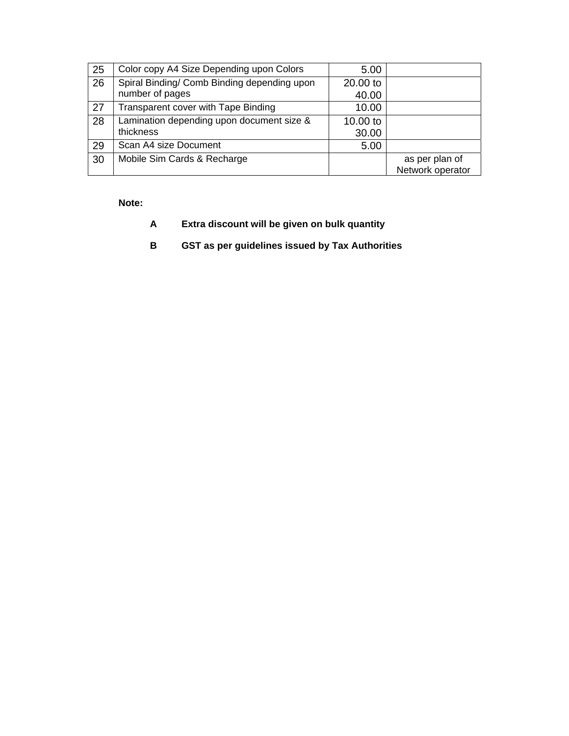| | | | |
|---|---|---|---|
| 25 | Color copy A4 Size Depending upon Colors | 5.00 | |
| 26 | Spiral Binding/ Comb Binding depending upon number of pages | 20.00 to 40.00 | |
| 27 | Transparent cover with Tape Binding | 10.00 | |
| 28 | Lamination depending upon document size & thickness | 10.00 to 30.00 | |
| 29 | Scan A4 size Document | 5.00 | |
| 30 | Mobile Sim Cards & Recharge | | as per plan of Network operator |

**Note:**

**A Extra discount will be given on bulk quantity**

**B GST as per guidelines issued by Tax Authorities**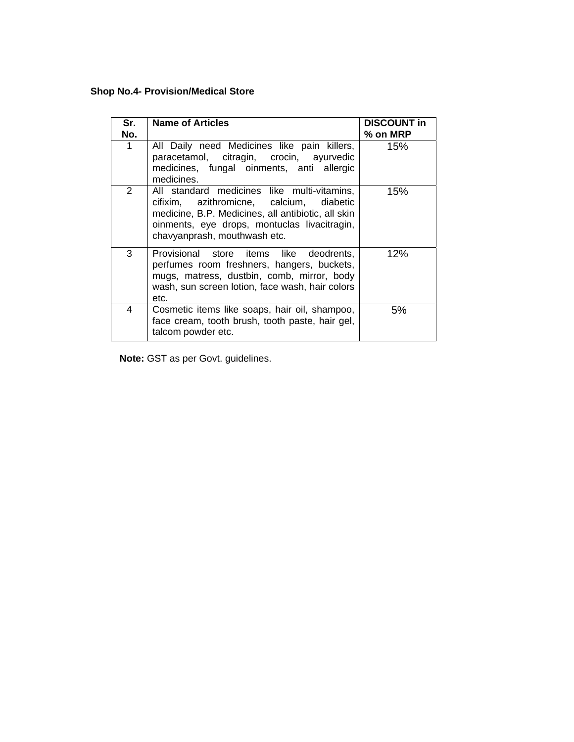**Shop No.4- Provision/Medical Store**

| Sr. No. | Name of Articles | DISCOUNT in % on MRP |
|---|---|---|
| 1 | All Daily need Medicines like pain killers, paracetamol, citragin, crocin, ayurvedic medicines, fungal oinments, anti allergic medicines. | 15% |
| 2 | All standard medicines like multi-vitamins, cifixim, azithromicne, calcium, diabetic medicine, B.P. Medicines, all antibiotic, all skin oinments, eye drops, montuclas livacitragin, chavyanprash, mouthwash etc. | 15% |
| 3 | Provisional store items like deodrents, perfumes room freshners, hangers, buckets, mugs, matress, dustbin, comb, mirror, body wash, sun screen lotion, face wash, hair colors etc. | 12% |
| 4 | Cosmetic items like soaps, hair oil, shampoo, face cream, tooth brush, tooth paste, hair gel, talcom powder etc. | 5% |

**Note:** GST as per Govt. guidelines.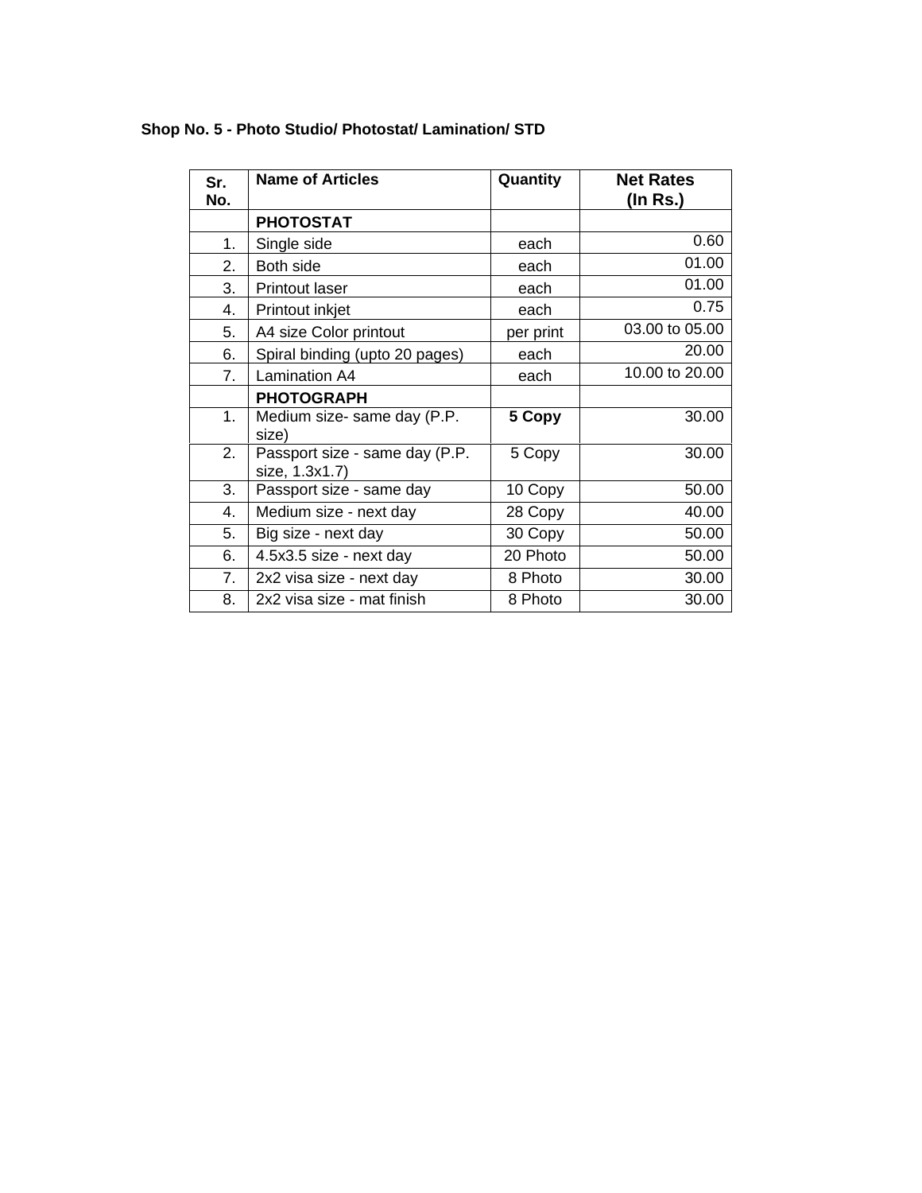**Shop No. 5 - Photo Studio/ Photostat/ Lamination/ STD**

| Sr. No. | Name of Articles | Quantity | Net Rates (In Rs.) |
|---|---|---|---|
| | **PHOTOSTAT** | | |
| 1. | Single side | each | 0.60 |
| 2. | Both side | each | 01.00 |
| 3. | Printout laser | each | 01.00 |
| 4. | Printout inkjet | each | 0.75 |
| 5. | A4 size Color printout | per print | 03.00 to 05.00 |
| 6. | Spiral binding (upto 20 pages) | each | 20.00 |
| 7. | Lamination A4 | each | 10.00 to 20.00 |
| | **PHOTOGRAPH** | | |
| 1. | Medium size- same day (P.P. size) | **5 Copy** | 30.00 |
| 2. | Passport size - same day (P.P. size, 1.3x1.7) | 5 Copy | 30.00 |
| 3. | Passport size - same day | 10 Copy | 50.00 |
| 4. | Medium size - next day | 28 Copy | 40.00 |
| 5. | Big size - next day | 30 Copy | 50.00 |
| 6. | 4.5x3.5 size - next day | 20 Photo | 50.00 |
| 7. | 2x2 visa size - next day | 8 Photo | 30.00 |
| 8. | 2x2 visa size - mat finish | 8 Photo | 30.00 |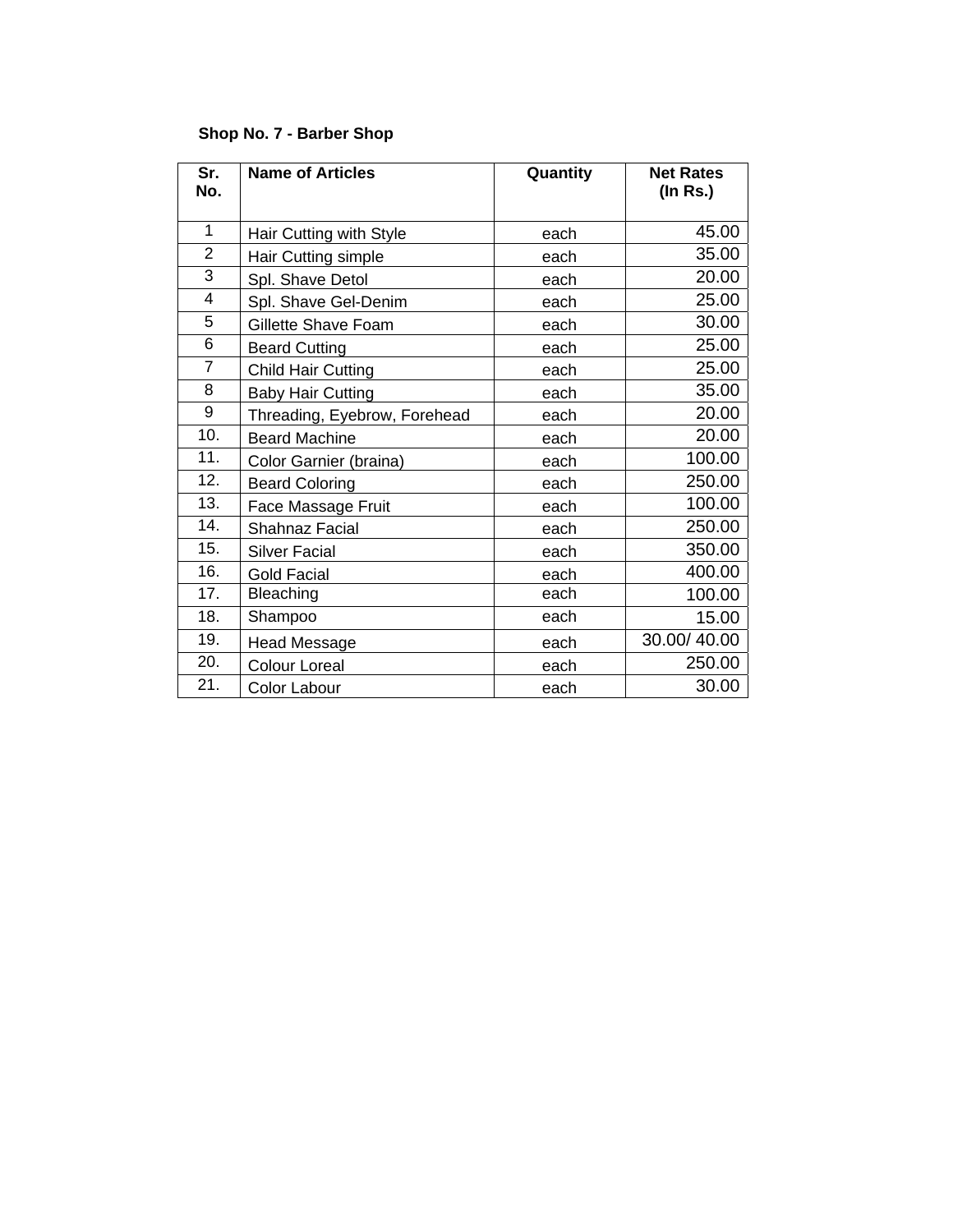**Shop No. 7 - Barber Shop**

| Sr. No. | Name of Articles | Quantity | Net Rates (In Rs.) |
|---|---|---|---|
| 1 | Hair Cutting with Style | each | 45.00 |
| 2 | Hair Cutting simple | each | 35.00 |
| 3 | Spl. Shave Detol | each | 20.00 |
| 4 | Spl. Shave Gel-Denim | each | 25.00 |
| 5 | Gillette Shave Foam | each | 30.00 |
| 6 | Beard Cutting | each | 25.00 |
| 7 | Child Hair Cutting | each | 25.00 |
| 8 | Baby Hair Cutting | each | 35.00 |
| 9 | Threading, Eyebrow, Forehead | each | 20.00 |
| 10. | Beard Machine | each | 20.00 |
| 11. | Color Garnier (braina) | each | 100.00 |
| 12. | Beard Coloring | each | 250.00 |
| 13. | Face Massage Fruit | each | 100.00 |
| 14. | Shahnaz Facial | each | 250.00 |
| 15. | Silver Facial | each | 350.00 |
| 16. | Gold Facial | each | 400.00 |
| 17. | Bleaching | each | 100.00 |
| 18. | Shampoo | each | 15.00 |
| 19. | Head Message | each | 30.00/ 40.00 |
| 20. | Colour Loreal | each | 250.00 |
| 21. | Color Labour | each | 30.00 |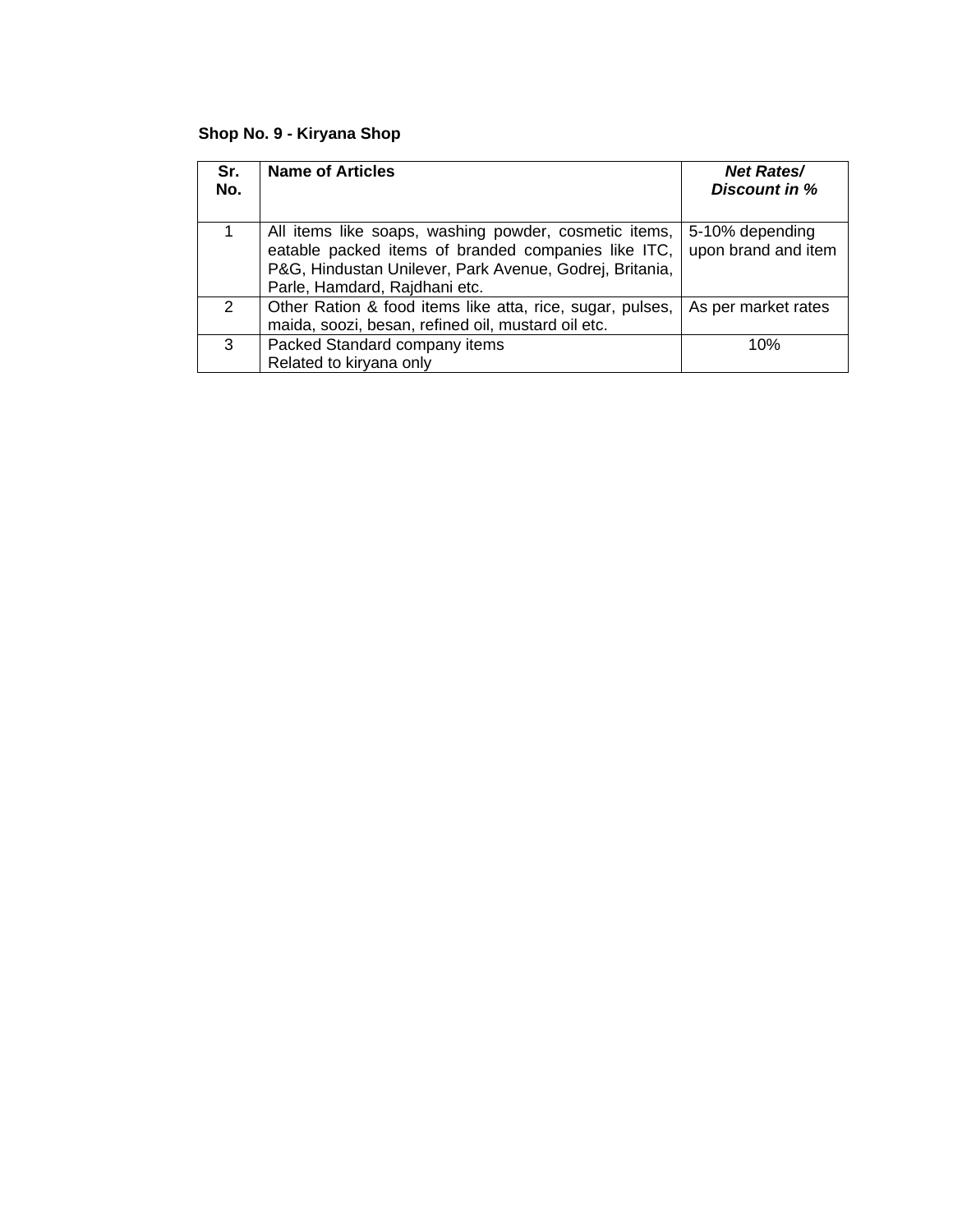**Shop No. 9 - Kiryana Shop**

| Sr. No. | Name of Articles | *Net Rates/ Discount in %* |
|---|---|---|
| 1 | All items like soaps, washing powder, cosmetic items, eatable packed items of branded companies like ITC, P&G, Hindustan Unilever, Park Avenue, Godrej, Britania, Parle, Hamdard, Rajdhani etc. | 5-10% depending upon brand and item |
| 2 | Other Ration & food items like atta, rice, sugar, pulses, maida, soozi, besan, refined oil, mustard oil etc. | As per market rates |
| 3 | Packed Standard company items Related to kiryana only | 10% |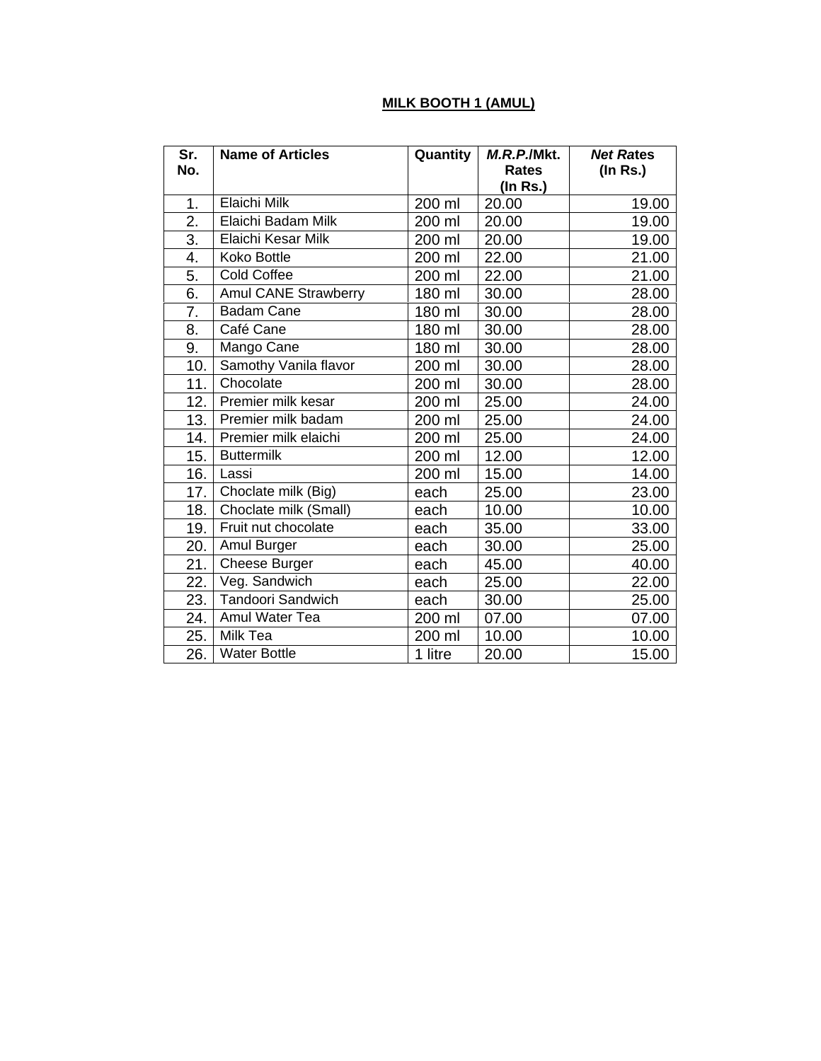## MILK BOOTH 1 (AMUL)

| Sr. No. | Name of Articles | Quantity | *M.R.P.*/Mkt. Rates (In Rs.) | ***Net Ra*tes (In Rs.)** |
|---|---|---|---|---|
| 1. | Elaichi Milk | 200 ml | 20.00 | 19.00 |
| 2. | Elaichi Badam Milk | 200 ml | 20.00 | 19.00 |
| 3. | Elaichi Kesar Milk | 200 ml | 20.00 | 19.00 |
| 4. | Koko Bottle | 200 ml | 22.00 | 21.00 |
| 5. | Cold Coffee | 200 ml | 22.00 | 21.00 |
| 6. | Amul CANE Strawberry | 180 ml | 30.00 | 28.00 |
| 7. | Badam Cane | 180 ml | 30.00 | 28.00 |
| 8. | Café Cane | 180 ml | 30.00 | 28.00 |
| 9. | Mango Cane | 180 ml | 30.00 | 28.00 |
| 10. | Samothy Vanila flavor | 200 ml | 30.00 | 28.00 |
| 11. | Chocolate | 200 ml | 30.00 | 28.00 |
| 12. | Premier milk kesar | 200 ml | 25.00 | 24.00 |
| 13. | Premier milk badam | 200 ml | 25.00 | 24.00 |
| 14. | Premier milk elaichi | 200 ml | 25.00 | 24.00 |
| 15. | Buttermilk | 200 ml | 12.00 | 12.00 |
| 16. | Lassi | 200 ml | 15.00 | 14.00 |
| 17. | Choclate milk (Big) | each | 25.00 | 23.00 |
| 18. | Choclate milk (Small) | each | 10.00 | 10.00 |
| 19. | Fruit nut chocolate | each | 35.00 | 33.00 |
| 20. | Amul Burger | each | 30.00 | 25.00 |
| 21. | Cheese Burger | each | 45.00 | 40.00 |
| 22. | Veg. Sandwich | each | 25.00 | 22.00 |
| 23. | Tandoori Sandwich | each | 30.00 | 25.00 |
| 24. | Amul Water Tea | 200 ml | 07.00 | 07.00 |
| 25. | Milk Tea | 200 ml | 10.00 | 10.00 |
| 26. | Water Bottle | 1 litre | 20.00 | 15.00 |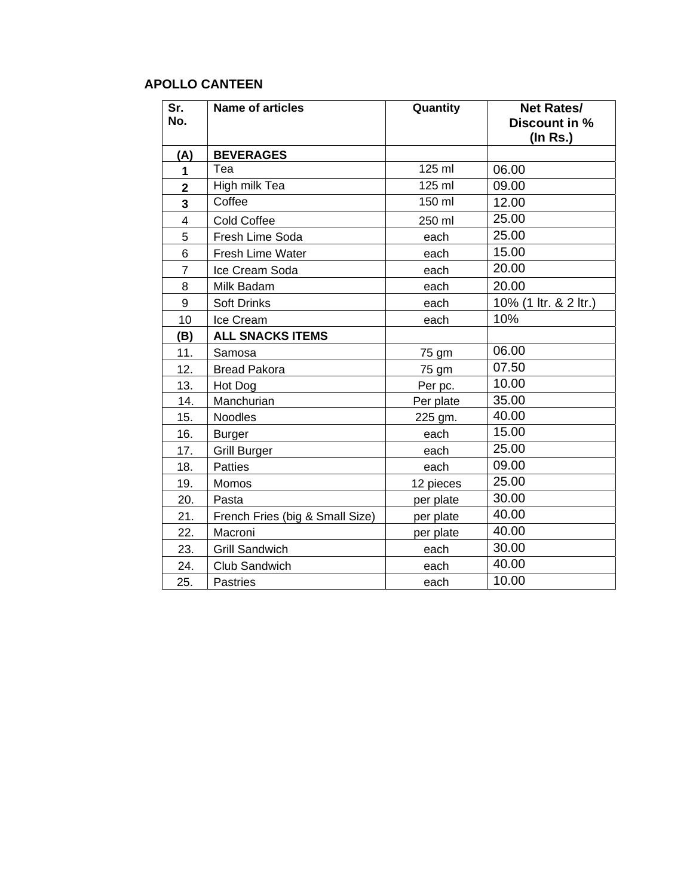## APOLLO CANTEEN

| Sr. No. | Name of articles | Quantity | Net Rates/ Discount in % (In Rs.) |
|---|---|---|---|
| **(A)** | **BEVERAGES** | | |
| **1** | Tea | 125 ml | 06.00 |
| **2** | High milk Tea | 125 ml | 09.00 |
| **3** | Coffee | 150 ml | 12.00 |
| 4 | Cold Coffee | 250 ml | 25.00 |
| 5 | Fresh Lime Soda | each | 25.00 |
| 6 | Fresh Lime Water | each | 15.00 |
| 7 | Ice Cream Soda | each | 20.00 |
| 8 | Milk Badam | each | 20.00 |
| 9 | Soft Drinks | each | 10% (1 ltr. & 2 ltr.) |
| 10 | Ice Cream | each | 10% |
| **(B)** | **ALL SNACKS ITEMS** | | |
| 11. | Samosa | 75 gm | 06.00 |
| 12. | Bread Pakora | 75 gm | 07.50 |
| 13. | Hot Dog | Per pc. | 10.00 |
| 14. | Manchurian | Per plate | 35.00 |
| 15. | Noodles | 225 gm. | 40.00 |
| 16. | Burger | each | 15.00 |
| 17. | Grill Burger | each | 25.00 |
| 18. | Patties | each | 09.00 |
| 19. | Momos | 12 pieces | 25.00 |
| 20. | Pasta | per plate | 30.00 |
| 21. | French Fries (big & Small Size) | per plate | 40.00 |
| 22. | Macroni | per plate | 40.00 |
| 23. | Grill Sandwich | each | 30.00 |
| 24. | Club Sandwich | each | 40.00 |
| 25. | Pastries | each | 10.00 |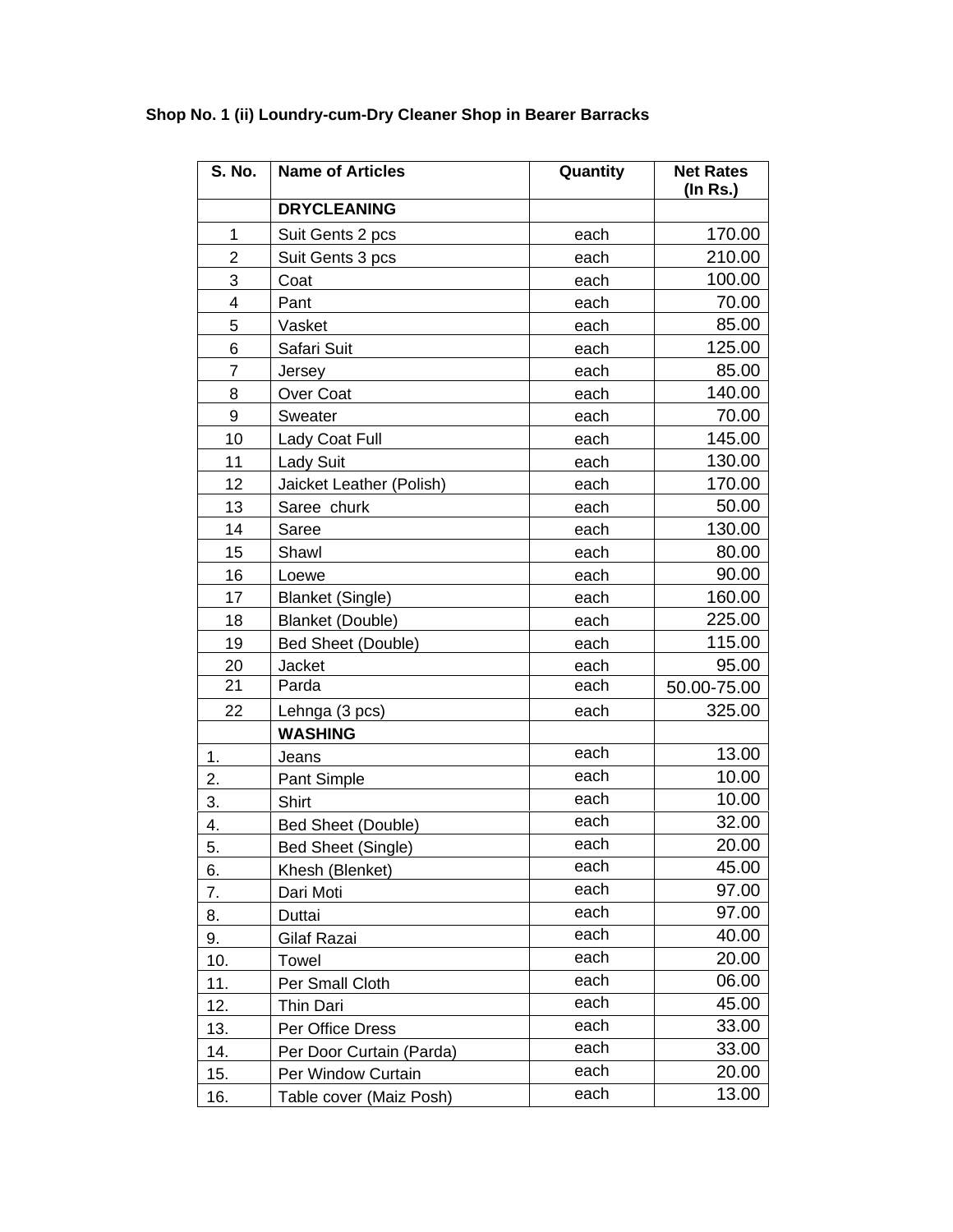**Shop No. 1 (ii) Loundry-cum-Dry Cleaner Shop in Bearer Barracks**

| S. No. | Name of Articles | Quantity | Net Rates (In Rs.) |
|---|---|---|---|
| | **DRYCLEANING** | | |
| 1 | Suit Gents 2 pcs | each | 170.00 |
| 2 | Suit Gents 3 pcs | each | 210.00 |
| 3 | Coat | each | 100.00 |
| 4 | Pant | each | 70.00 |
| 5 | Vasket | each | 85.00 |
| 6 | Safari Suit | each | 125.00 |
| 7 | Jersey | each | 85.00 |
| 8 | Over Coat | each | 140.00 |
| 9 | Sweater | each | 70.00 |
| 10 | Lady Coat Full | each | 145.00 |
| 11 | Lady Suit | each | 130.00 |
| 12 | Jaicket Leather (Polish) | each | 170.00 |
| 13 | Saree churk | each | 50.00 |
| 14 | Saree | each | 130.00 |
| 15 | Shawl | each | 80.00 |
| 16 | Loewe | each | 90.00 |
| 17 | Blanket (Single) | each | 160.00 |
| 18 | Blanket (Double) | each | 225.00 |
| 19 | Bed Sheet (Double) | each | 115.00 |
| 20 | Jacket | each | 95.00 |
| 21 | Parda | each | 50.00-75.00 |
| 22 | Lehnga (3 pcs) | each | 325.00 |
| | **WASHING** | | |
| 1. | Jeans | each | 13.00 |
| 2. | Pant Simple | each | 10.00 |
| 3. | Shirt | each | 10.00 |
| 4. | Bed Sheet (Double) | each | 32.00 |
| 5. | Bed Sheet (Single) | each | 20.00 |
| 6. | Khesh (Blenket) | each | 45.00 |
| 7. | Dari Moti | each | 97.00 |
| 8. | Duttai | each | 97.00 |
| 9. | Gilaf Razai | each | 40.00 |
| 10. | Towel | each | 20.00 |
| 11. | Per Small Cloth | each | 06.00 |
| 12. | Thin Dari | each | 45.00 |
| 13. | Per Office Dress | each | 33.00 |
| 14. | Per Door Curtain (Parda) | each | 33.00 |
| 15. | Per Window Curtain | each | 20.00 |
| 16. | Table cover (Maiz Posh) | each | 13.00 |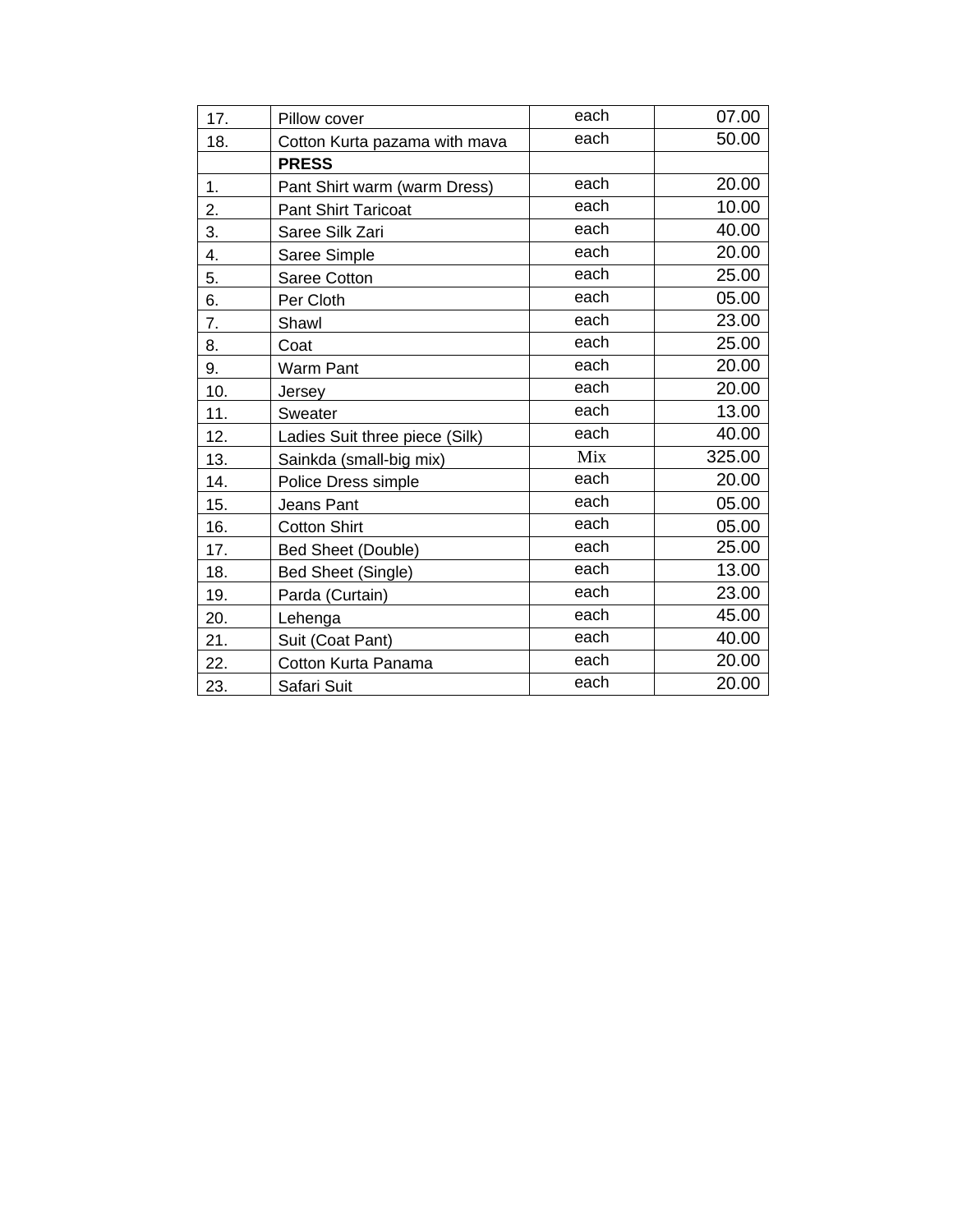| 17. | Pillow cover | each | 07.00 |
|---|---|---|---|
| 18. | Cotton Kurta pazama with mava | each | 50.00 |
| | **PRESS** | | |
| 1. | Pant Shirt warm (warm Dress) | each | 20.00 |
| 2. | Pant Shirt Taricoat | each | 10.00 |
| 3. | Saree Silk Zari | each | 40.00 |
| 4. | Saree Simple | each | 20.00 |
| 5. | Saree Cotton | each | 25.00 |
| 6. | Per Cloth | each | 05.00 |
| 7. | Shawl | each | 23.00 |
| 8. | Coat | each | 25.00 |
| 9. | Warm Pant | each | 20.00 |
| 10. | Jersey | each | 20.00 |
| 11. | Sweater | each | 13.00 |
| 12. | Ladies Suit three piece (Silk) | each | 40.00 |
| 13. | Sainkda (small-big mix) | Mix | 325.00 |
| 14. | Police Dress simple | each | 20.00 |
| 15. | Jeans Pant | each | 05.00 |
| 16. | Cotton Shirt | each | 05.00 |
| 17. | Bed Sheet (Double) | each | 25.00 |
| 18. | Bed Sheet (Single) | each | 13.00 |
| 19. | Parda (Curtain) | each | 23.00 |
| 20. | Lehenga | each | 45.00 |
| 21. | Suit (Coat Pant) | each | 40.00 |
| 22. | Cotton Kurta Panama | each | 20.00 |
| 23. | Safari Suit | each | 20.00 |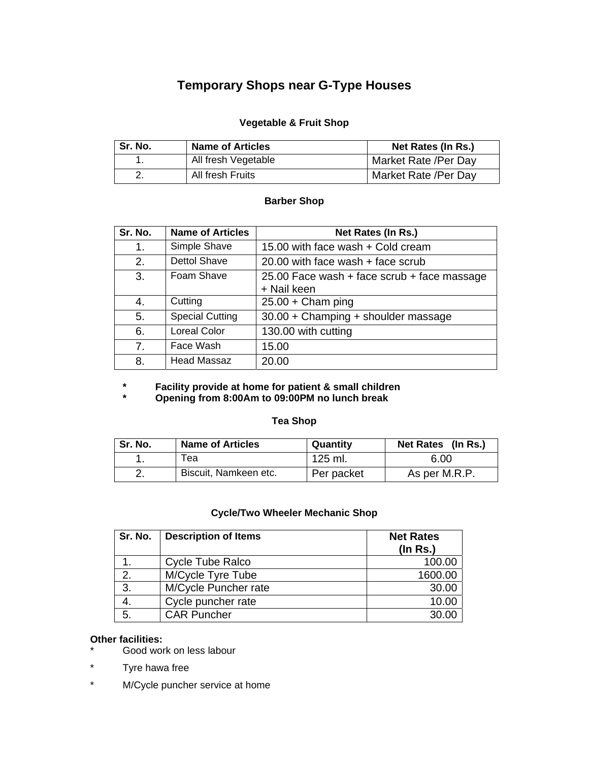# Temporary Shops near G-Type Houses

### Vegetable & Fruit Shop

| Sr. No. | Name of Articles | Net Rates (In Rs.) |
|---|---|---|
| 1. | All fresh Vegetable | Market Rate /Per Day |
| 2. | All fresh Fruits | Market Rate /Per Day |

### Barber Shop

| Sr. No. | Name of Articles | Net Rates (In Rs.) |
|---|---|---|
| 1. | Simple Shave | 15.00 with face wash + Cold cream |
| 2. | Dettol Shave | 20.00 with face wash + face scrub |
| 3. | Foam Shave | 25.00 Face wash + face scrub + face massage + Nail keen |
| 4. | Cutting | 25.00 + Cham ping |
| 5. | Special Cutting | 30.00 + Champing + shoulder massage |
| 6. | Loreal Color | 130.00 with cutting |
| 7. | Face Wash | 15.00 |
| 8. | Head Massaz | 20.00 |

- **Facility provide at home for patient & small children**
- **Opening from 8:00Am to 09:00PM no lunch break**

### Tea Shop

| Sr. No. | Name of Articles | Quantity | Net Rates (In Rs.) |
|---|---|---|---|
| 1. | Tea | 125 ml. | 6.00 |
| 2. | Biscuit, Namkeen etc. | Per packet | As per M.R.P. |

### Cycle/Two Wheeler Mechanic Shop

| Sr. No. | Description of Items | Net Rates (In Rs.) |
|---|---|---|
| 1. | Cycle Tube Ralco | 100.00 |
| 2. | M/Cycle Tyre Tube | 1600.00 |
| 3. | M/Cycle Puncher rate | 30.00 |
| 4. | Cycle puncher rate | 10.00 |
| 5. | CAR Puncher | 30.00 |

**Other facilities:**

- Good work on less labour
- Tyre hawa free
- M/Cycle puncher service at home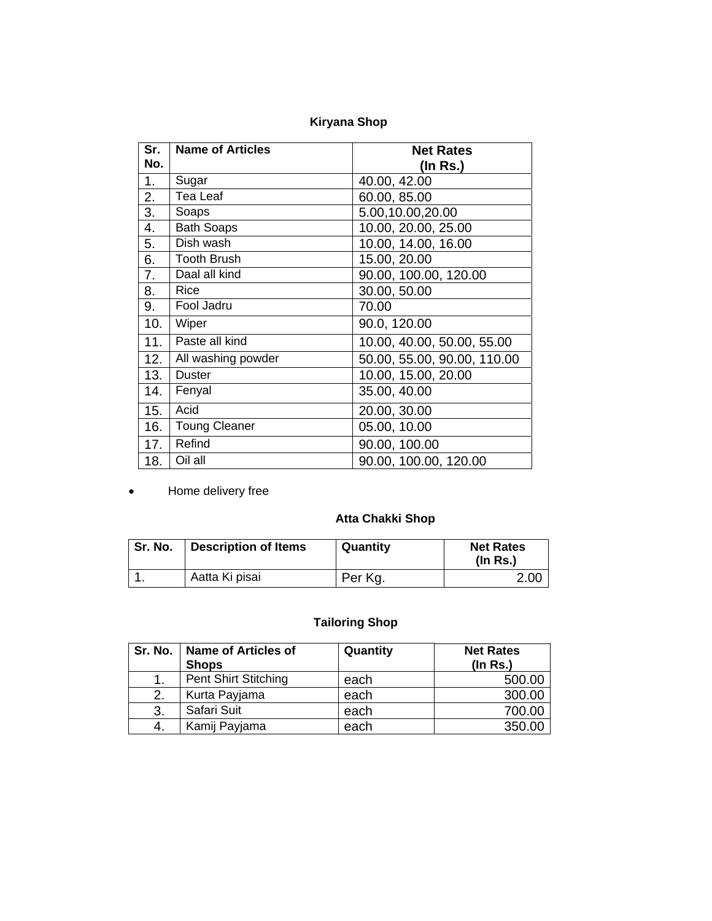### Kiryana Shop

| Sr. No. | Name of Articles | Net Rates (In Rs.) |
|---|---|---|
| 1. | Sugar | 40.00, 42.00 |
| 2. | Tea Leaf | 60.00, 85.00 |
| 3. | Soaps | 5.00,10.00,20.00 |
| 4. | Bath Soaps | 10.00, 20.00, 25.00 |
| 5. | Dish wash | 10.00, 14.00, 16.00 |
| 6. | Tooth Brush | 15.00, 20.00 |
| 7. | Daal all kind | 90.00, 100.00, 120.00 |
| 8. | Rice | 30.00, 50.00 |
| 9. | Fool Jadru | 70.00 |
| 10. | Wiper | 90.0, 120.00 |
| 11. | Paste all kind | 10.00, 40.00, 50.00, 55.00 |
| 12. | All washing powder | 50.00, 55.00, 90.00, 110.00 |
| 13. | Duster | 10.00, 15.00, 20.00 |
| 14. | Fenyal | 35.00, 40.00 |
| 15. | Acid | 20.00, 30.00 |
| 16. | Toung Cleaner | 05.00, 10.00 |
| 17. | Refind | 90.00, 100.00 |
| 18. | Oil all | 90.00, 100.00, 120.00 |

- Home delivery free

### Atta Chakki Shop

| Sr. No. | Description of Items | Quantity | Net Rates (In Rs.) |
|---|---|---|---|
| 1. | Aatta Ki pisai | Per Kg. | 2.00 |

### Tailoring Shop

| Sr. No. | Name of Articles of Shops | Quantity | Net Rates (In Rs.) |
|---|---|---|---|
| 1. | Pent Shirt Stitching | each | 500.00 |
| 2. | Kurta Payjama | each | 300.00 |
| 3. | Safari Suit | each | 700.00 |
| 4. | Kamij Payjama | each | 350.00 |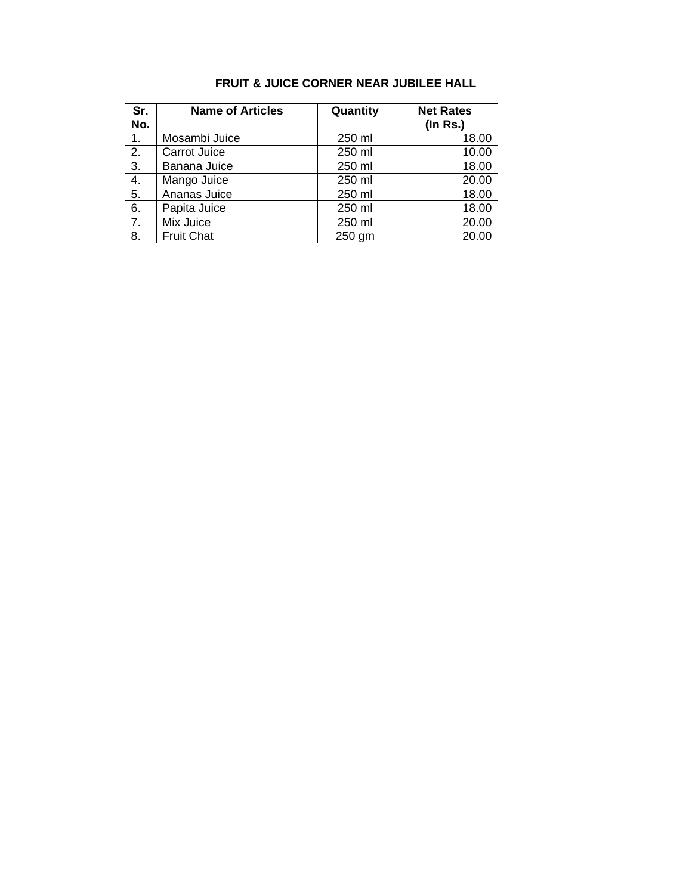## FRUIT & JUICE CORNER NEAR JUBILEE HALL

| Sr. No. | Name of Articles | Quantity | Net Rates (In Rs.) |
|---|---|---|---|
| 1. | Mosambi Juice | 250 ml | 18.00 |
| 2. | Carrot Juice | 250 ml | 10.00 |
| 3. | Banana Juice | 250 ml | 18.00 |
| 4. | Mango Juice | 250 ml | 20.00 |
| 5. | Ananas Juice | 250 ml | 18.00 |
| 6. | Papita Juice | 250 ml | 18.00 |
| 7. | Mix Juice | 250 ml | 20.00 |
| 8. | Fruit Chat | 250 gm | 20.00 |